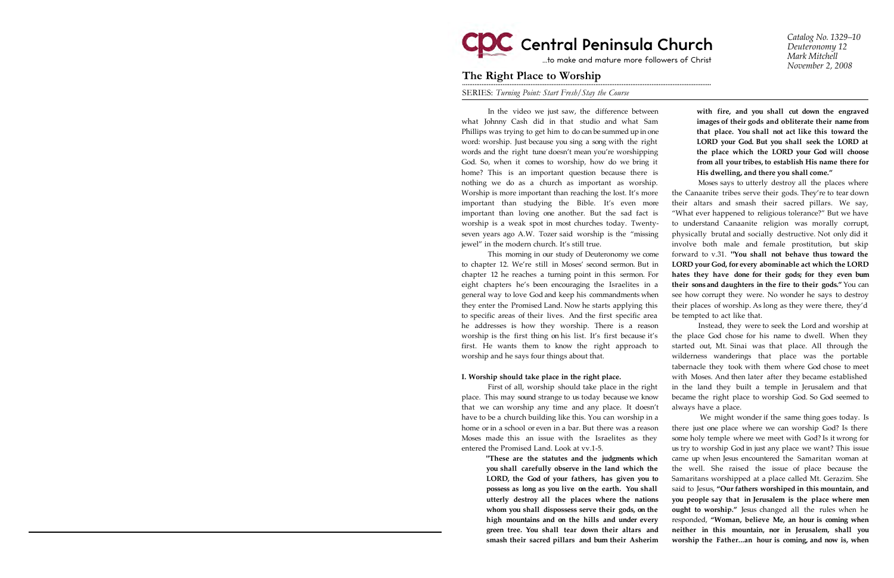**Central Peninsula Church**
...to make and mature more followers of Christ

*Catalog No. 1329–10*
*Deuteronomy 12*
*Mark Mitchell*
*November 2, 2008*

# The Right Place to Worship

SERIES: *Turning Point: Start Fresh/Stay the Course*

In the video we just saw, the difference between what Johnny Cash did in that studio and what Sam Phillips was trying to get him to do can be summed up in one word: worship. Just because you sing a song with the right words and the right tune doesn't mean you're worshipping God. So, when it comes to worship, how do we bring it home? This is an important question because there is nothing we do as a church as important as worship. Worship is more important than reaching the lost. It's more important than studying the Bible. It's even more important than loving one another. But the sad fact is worship is a weak spot in most churches today. Twenty-seven years ago A.W. Tozer said worship is the "missing jewel" in the modern church. It's still true.

This morning in our study of Deuteronomy we come to chapter 12. We're still in Moses' second sermon. But in chapter 12 he reaches a turning point in this sermon. For eight chapters he's been encouraging the Israelites in a general way to love God and keep his commandments when they enter the Promised Land. Now he starts applying this to specific areas of their lives. And the first specific area he addresses is how they worship. There is a reason worship is the first thing on his list. It's first because it's first. He wants them to know the right approach to worship and he says four things about that.

## I. Worship should take place in the right place.

First of all, worship should take place in the right place. This may sound strange to us today because we know that we can worship any time and any place. It doesn't have to be a church building like this. You can worship in a home or in a school or even in a bar. But there was a reason Moses made this an issue with the Israelites as they entered the Promised Land. Look at vv.1-5.

> **"These are the statutes and the judgments which you shall carefully observe in the land which the LORD, the God of your fathers, has given you to possess as long as you live on the earth. You shall utterly destroy all the places where the nations whom you shall dispossess serve their gods, on the high mountains and on the hills and under every green tree. You shall tear down their altars and smash their sacred pillars and burn their Asherim with fire, and you shall cut down the engraved images of their gods and obliterate their name from that place. You shall not act like this toward the LORD your God. But you shall seek the LORD at the place which the LORD your God will choose from all your tribes, to establish His name there for His dwelling, and there you shall come."**

Moses says to utterly destroy all the places where the Canaanite tribes serve their gods. They're to tear down their altars and smash their sacred pillars. We say, "What ever happened to religious tolerance?" But we have to understand Canaanite religion was morally corrupt, physically brutal and socially destructive. Not only did it involve both male and female prostitution, but skip forward to v.31. **"You shall not behave thus toward the LORD your God, for every abominable act which the LORD hates they have done for their gods; for they even burn their sons and daughters in the fire to their gods."** You can see how corrupt they were. No wonder he says to destroy their places of worship. As long as they were there, they'd be tempted to act like that.

Instead, they were to seek the Lord and worship at the place God chose for his name to dwell. When they started out, Mt. Sinai was that place. All through the wilderness wanderings that place was the portable tabernacle they took with them where God chose to meet with Moses. And then later after they became established in the land they built a temple in Jerusalem and that became the right place to worship God. So God seemed to always have a place.

We might wonder if the same thing goes today. Is there just one place where we can worship God? Is there some holy temple where we meet with God? Is it wrong for us try to worship God in just any place we want? This issue came up when Jesus encountered the Samaritan woman at the well. She raised the issue of place because the Samaritans worshipped at a place called Mt. Gerazim. She said to Jesus, **"Our fathers worshiped in this mountain, and you people say that in Jerusalem is the place where men ought to worship."** Jesus changed all the rules when he responded, **"Woman, believe Me, an hour is coming when neither in this mountain, nor in Jerusalem, shall you worship the Father...an hour is coming, and now is, when**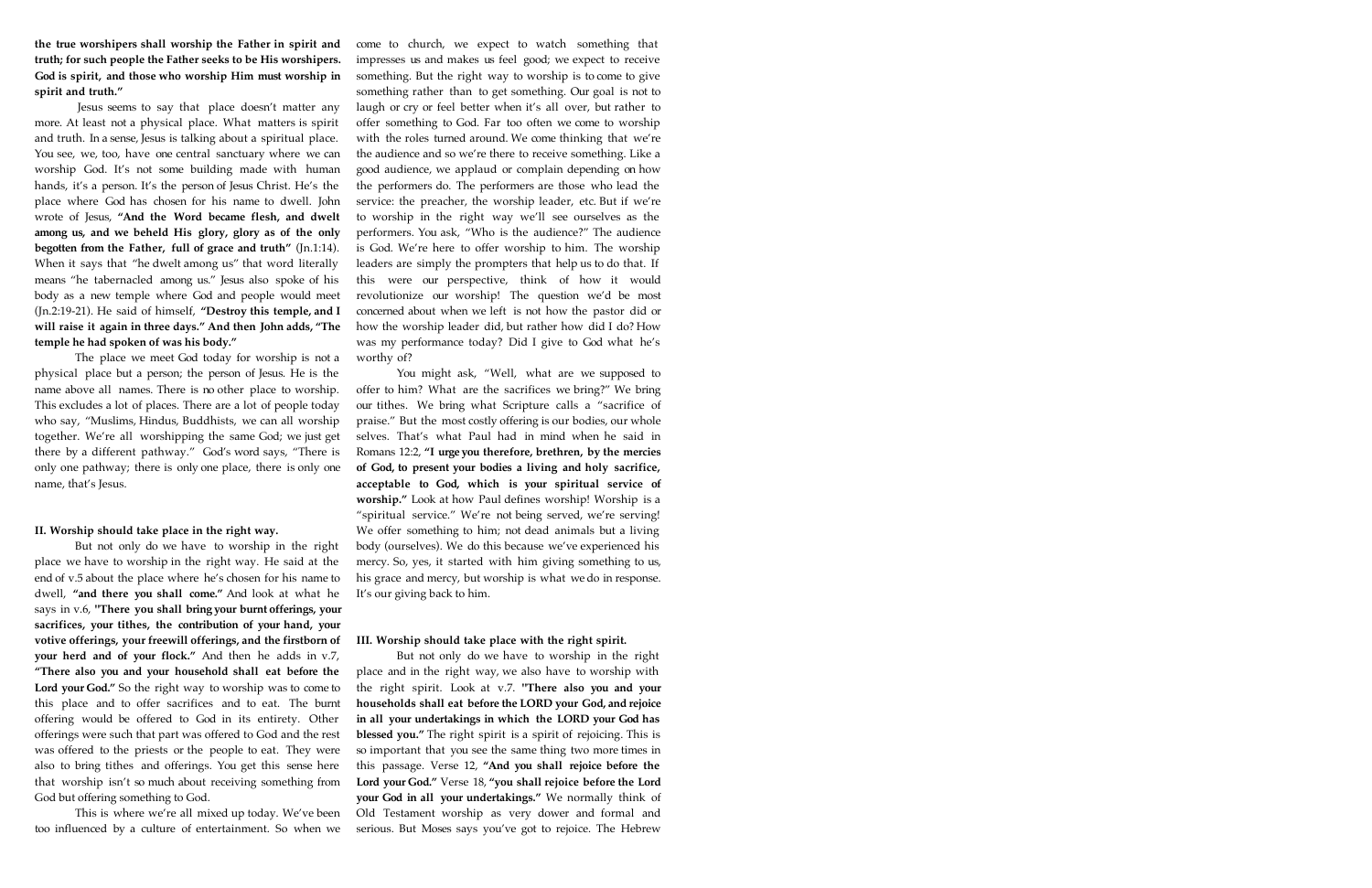**the true worshipers shall worship the Father in spirit and truth; for such people the Father seeks to be His worshipers. God is spirit, and those who worship Him must worship in spirit and truth."**

Jesus seems to say that place doesn't matter any more. At least not a physical place. What matters is spirit and truth. In a sense, Jesus is talking about a spiritual place. You see, we, too, have one central sanctuary where we can worship God. It's not some building made with human hands, it's a person. It's the person of Jesus Christ. He's the place where God has chosen for his name to dwell. John wrote of Jesus, **"And the Word became flesh, and dwelt among us, and we beheld His glory, glory as of the only begotten from the Father, full of grace and truth"** (Jn.1:14). When it says that "he dwelt among us" that word literally means "he tabernacled among us." Jesus also spoke of his body as a new temple where God and people would meet (Jn.2:19-21). He said of himself, **"Destroy this temple, and I will raise it again in three days." And then John adds, "The temple he had spoken of was his body."**

The place we meet God today for worship is not a physical place but a person; the person of Jesus. He is the name above all names. There is no other place to worship. This excludes a lot of places. There are a lot of people today who say, "Muslims, Hindus, Buddhists, we can all worship together. We're all worshipping the same God; we just get there by a different pathway." God's word says, "There is only one pathway; there is only one place, there is only one name, that's Jesus.

**II. Worship should take place in the right way.**

But not only do we have to worship in the right place we have to worship in the right way. He said at the end of v.5 about the place where he's chosen for his name to dwell, **"and there you shall come."** And look at what he says in v.6, **"There you shall bring your burnt offerings, your sacrifices, your tithes, the contribution of your hand, your votive offerings, your freewill offerings, and the firstborn of your herd and of your flock."** And then he adds in v.7, **"There also you and your household shall eat before the Lord your God."** So the right way to worship was to come to this place and to offer sacrifices and to eat. The burnt offering would be offered to God in its entirety. Other offerings were such that part was offered to God and the rest was offered to the priests or the people to eat. They were also to bring tithes and offerings. You get this sense here that worship isn't so much about receiving something from God but offering something to God.

This is where we're all mixed up today. We've been too influenced by a culture of entertainment. So when we come to church, we expect to watch something that impresses us and makes us feel good; we expect to receive something. But the right way to worship is to come to give something rather than to get something. Our goal is not to laugh or cry or feel better when it's all over, but rather to offer something to God. Far too often we come to worship with the roles turned around. We come thinking that we're the audience and so we're there to receive something. Like a good audience, we applaud or complain depending on how the performers do. The performers are those who lead the service: the preacher, the worship leader, etc. But if we're to worship in the right way we'll see ourselves as the performers. You ask, "Who is the audience?" The audience is God. We're here to offer worship to him. The worship leaders are simply the prompters that help us to do that. If this were our perspective, think of how it would revolutionize our worship! The question we'd be most concerned about when we left is not how the pastor did or how the worship leader did, but rather how did I do? How was my performance today? Did I give to God what he's worthy of?

You might ask, "Well, what are we supposed to offer to him? What are the sacrifices we bring?" We bring our tithes. We bring what Scripture calls a "sacrifice of praise." But the most costly offering is our bodies, our whole selves. That's what Paul had in mind when he said in Romans 12:2, **"I urge you therefore, brethren, by the mercies of God, to present your bodies a living and holy sacrifice, acceptable to God, which is your spiritual service of worship."** Look at how Paul defines worship! Worship is a "spiritual service." We're not being served, we're serving! We offer something to him; not dead animals but a living body (ourselves). We do this because we've experienced his mercy. So, yes, it started with him giving something to us, his grace and mercy, but worship is what we do in response. It's our giving back to him.

**III. Worship should take place with the right spirit.**

But not only do we have to worship in the right place and in the right way, we also have to worship with the right spirit. Look at v.7. **"There also you and your households shall eat before the LORD your God, and rejoice in all your undertakings in which the LORD your God has blessed you."** The right spirit is a spirit of rejoicing. This is so important that you see the same thing two more times in this passage. Verse 12, **"And you shall rejoice before the Lord your God."** Verse 18, **"you shall rejoice before the Lord your God in all your undertakings."** We normally think of Old Testament worship as very dower and formal and serious. But Moses says you've got to rejoice. The Hebrew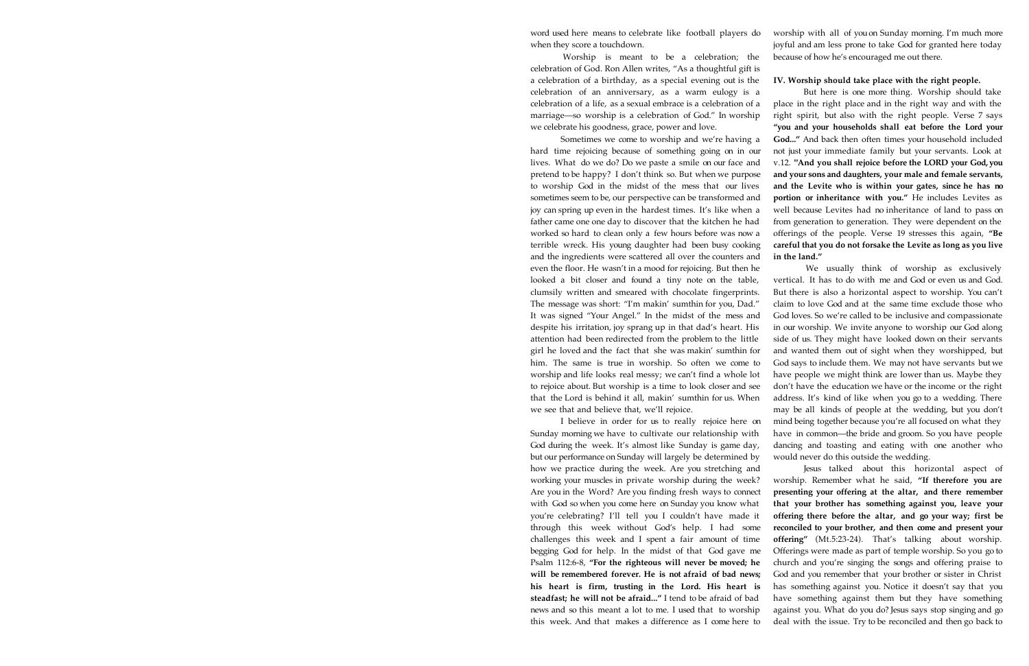word used here means to celebrate like football players do when they score a touchdown.

Worship is meant to be a celebration; the celebration of God. Ron Allen writes, "As a thoughtful gift is a celebration of a birthday, as a special evening out is the celebration of an anniversary, as a warm eulogy is a celebration of a life, as a sexual embrace is a celebration of a marriage—so worship is a celebration of God." In worship we celebrate his goodness, grace, power and love.

Sometimes we come to worship and we're having a hard time rejoicing because of something going on in our lives. What do we do? Do we paste a smile on our face and pretend to be happy? I don't think so. But when we purpose to worship God in the midst of the mess that our lives sometimes seem to be, our perspective can be transformed and joy can spring up even in the hardest times. It's like when a father came one one day to discover that the kitchen he had worked so hard to clean only a few hours before was now a terrible wreck. His young daughter had been busy cooking and the ingredients were scattered all over the counters and even the floor. He wasn't in a mood for rejoicing. But then he looked a bit closer and found a tiny note on the table, clumsily written and smeared with chocolate fingerprints. The message was short: "I'm makin' sumthin for you, Dad." It was signed "Your Angel." In the midst of the mess and despite his irritation, joy sprang up in that dad's heart. His attention had been redirected from the problem to the little girl he loved and the fact that she was makin' sumthin for him. The same is true in worship. So often we come to worship and life looks real messy; we can't find a whole lot to rejoice about. But worship is a time to look closer and see that the Lord is behind it all, makin' sumthin for us. When we see that and believe that, we'll rejoice.

I believe in order for us to really rejoice here on Sunday morning we have to cultivate our relationship with God during the week. It's almost like Sunday is game day, but our performance on Sunday will largely be determined by how we practice during the week. Are you stretching and working your muscles in private worship during the week? Are you in the Word? Are you finding fresh ways to connect with God so when you come here on Sunday you know what you're celebrating? I'll tell you I couldn't have made it through this week without God's help. I had some challenges this week and I spent a fair amount of time begging God for help. In the midst of that God gave me Psalm 112:6-8, **"For the righteous will never be moved; he will be remembered forever. He is not afraid of bad news; his heart is firm, trusting in the Lord. His heart is steadfast; he will not be afraid..."** I tend to be afraid of bad news and so this meant a lot to me. I used that to worship this week. And that makes a difference as I come here to worship with all of you on Sunday morning. I'm much more joyful and am less prone to take God for granted here today because of how he's encouraged me out there.

**IV. Worship should take place with the right people.**

But here is one more thing. Worship should take place in the right place and in the right way and with the right spirit, but also with the right people. Verse 7 says **"you and your households shall eat before the Lord your God..."** And back then often times your household included not just your immediate family but your servants. Look at v.12. **"And you shall rejoice before the LORD your God, you and your sons and daughters, your male and female servants, and the Levite who is within your gates, since he has no portion or inheritance with you."** He includes Levites as well because Levites had no inheritance of land to pass on from generation to generation. They were dependent on the offerings of the people. Verse 19 stresses this again, **"Be careful that you do not forsake the Levite as long as you live in the land."**

We usually think of worship as exclusively vertical. It has to do with me and God or even us and God. But there is also a horizontal aspect to worship. You can't claim to love God and at the same time exclude those who God loves. So we're called to be inclusive and compassionate in our worship. We invite anyone to worship our God along side of us. They might have looked down on their servants and wanted them out of sight when they worshipped, but God says to include them. We may not have servants but we have people we might think are lower than us. Maybe they don't have the education we have or the income or the right address. It's kind of like when you go to a wedding. There may be all kinds of people at the wedding, but you don't mind being together because you're all focused on what they have in common—the bride and groom. So you have people dancing and toasting and eating with one another who would never do this outside the wedding.

Jesus talked about this horizontal aspect of worship. Remember what he said, **"If therefore you are presenting your offering at the altar, and there remember that your brother has something against you, leave your offering there before the altar, and go your way; first be reconciled to your brother, and then come and present your offering"** (Mt.5:23-24). That's talking about worship. Offerings were made as part of temple worship. So you go to church and you're singing the songs and offering praise to God and you remember that your brother or sister in Christ has something against you. Notice it doesn't say that you have something against them but they have something against you. What do you do? Jesus says stop singing and go deal with the issue. Try to be reconciled and then go back to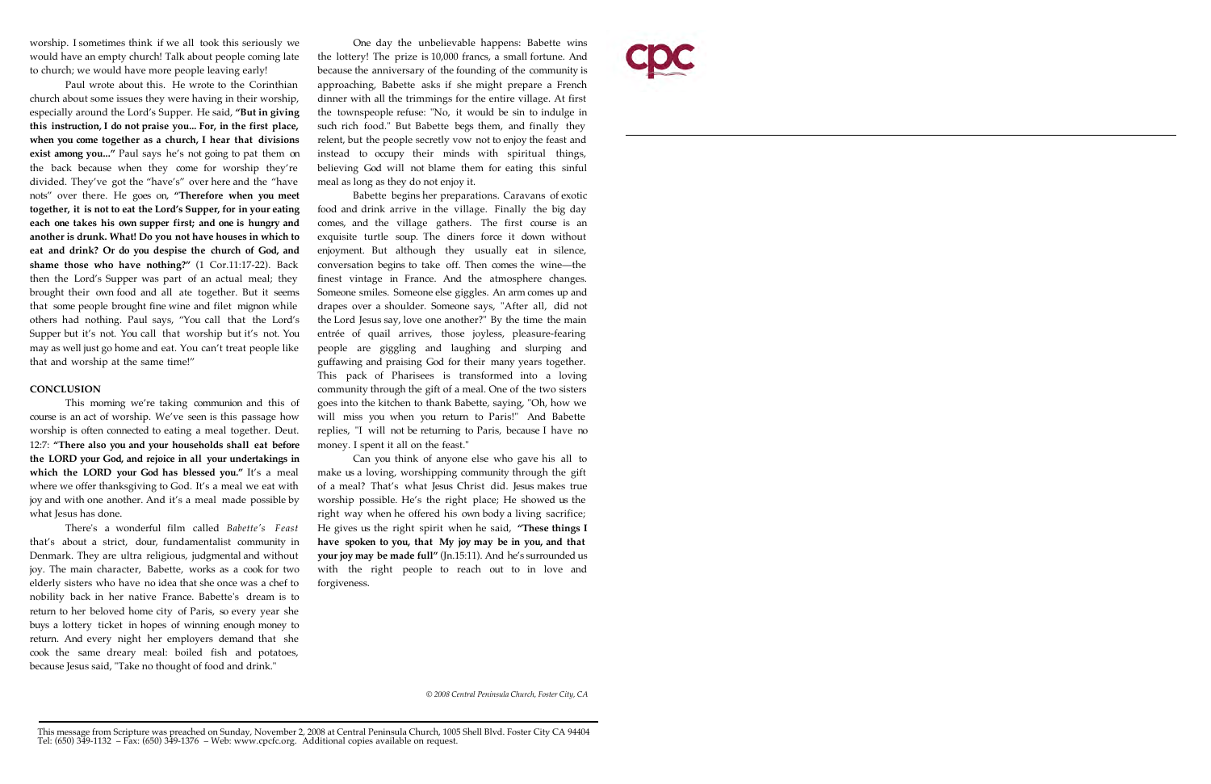worship. I sometimes think if we all took this seriously we would have an empty church! Talk about people coming late to church; we would have more people leaving early!

Paul wrote about this. He wrote to the Corinthian church about some issues they were having in their worship, especially around the Lord's Supper. He said, **"But in giving this instruction, I do not praise you... For, in the first place, when you come together as a church, I hear that divisions exist among you..."** Paul says he's not going to pat them on the back because when they come for worship they're divided. They've got the "have's" over here and the "have nots" over there. He goes on, **"Therefore when you meet together, it is not to eat the Lord's Supper, for in your eating each one takes his own supper first; and one is hungry and another is drunk. What! Do you not have houses in which to eat and drink? Or do you despise the church of God, and shame those who have nothing?"** (1 Cor.11:17-22). Back then the Lord's Supper was part of an actual meal; they brought their own food and all ate together. But it seems that some people brought fine wine and filet mignon while others had nothing. Paul says, "You call that the Lord's Supper but it's not. You call that worship but it's not. You may as well just go home and eat. You can't treat people like that and worship at the same time!"

**CONCLUSION**

This morning we're taking communion and this of course is an act of worship. We've seen is this passage how worship is often connected to eating a meal together. Deut. 12:7: **"There also you and your households shall eat before the LORD your God, and rejoice in all your undertakings in which the LORD your God has blessed you."** It's a meal where we offer thanksgiving to God. It's a meal we eat with joy and with one another. And it's a meal made possible by what Jesus has done.

There's a wonderful film called *Babette's Feast* that's about a strict, dour, fundamentalist community in Denmark. They are ultra religious, judgmental and without joy. The main character, Babette, works as a cook for two elderly sisters who have no idea that she once was a chef to nobility back in her native France. Babette's dream is to return to her beloved home city of Paris, so every year she buys a lottery ticket in hopes of winning enough money to return. And every night her employers demand that she cook the same dreary meal: boiled fish and potatoes, because Jesus said, "Take no thought of food and drink."

One day the unbelievable happens: Babette wins the lottery! The prize is 10,000 francs, a small fortune. And because the anniversary of the founding of the community is approaching, Babette asks if she might prepare a French dinner with all the trimmings for the entire village. At first the townspeople refuse: "No, it would be sin to indulge in such rich food." But Babette begs them, and finally they relent, but the people secretly vow not to enjoy the feast and instead to occupy their minds with spiritual things, believing God will not blame them for eating this sinful meal as long as they do not enjoy it.

Babette begins her preparations. Caravans of exotic food and drink arrive in the village. Finally the big day comes, and the village gathers. The first course is an exquisite turtle soup. The diners force it down without enjoyment. But although they usually eat in silence, conversation begins to take off. Then comes the wine—the finest vintage in France. And the atmosphere changes. Someone smiles. Someone else giggles. An arm comes up and drapes over a shoulder. Someone says, "After all, did not the Lord Jesus say, love one another?" By the time the main entrée of quail arrives, those joyless, pleasure-fearing people are giggling and laughing and slurping and guffawing and praising God for their many years together. This pack of Pharisees is transformed into a loving community through the gift of a meal. One of the two sisters goes into the kitchen to thank Babette, saying, "Oh, how we will miss you when you return to Paris!" And Babette replies, "I will not be returning to Paris, because I have no money. I spent it all on the feast."

Can you think of anyone else who gave his all to make us a loving, worshipping community through the gift of a meal? That's what Jesus Christ did. Jesus makes true worship possible. He's the right place; He showed us the right way when he offered his own body a living sacrifice; He gives us the right spirit when he said, **"These things I have spoken to you, that My joy may be in you, and that your joy may be made full"** (Jn.15:11). And he's surrounded us with the right people to reach out to in love and forgiveness.

*© 2008 Central Peninsula Church, Foster City, CA*

This message from Scripture was preached on Sunday, November 2, 2008 at Central Peninsula Church, 1005 Shell Blvd. Foster City CA 94404
Tel: (650) 349-1132 – Fax: (650) 349-1376 – Web: www.cpcfc.org. Additional copies available on request.